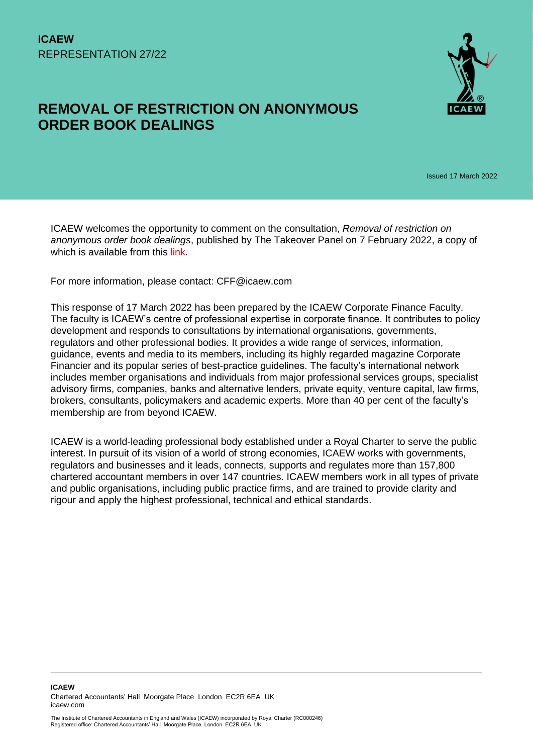**ICAEW**
REPRESENTATION 27/22

# REMOVAL OF RESTRICTION ON ANONYMOUS ORDER BOOK DEALINGS

Issued 17 March 2022

ICAEW welcomes the opportunity to comment on the consultation, *Removal of restriction on anonymous order book dealings*, published by The Takeover Panel on 7 February 2022, a copy of which is available from this link.

For more information, please contact: CFF@icaew.com

This response of 17 March 2022 has been prepared by the ICAEW Corporate Finance Faculty. The faculty is ICAEW's centre of professional expertise in corporate finance. It contributes to policy development and responds to consultations by international organisations, governments, regulators and other professional bodies. It provides a wide range of services, information, guidance, events and media to its members, including its highly regarded magazine Corporate Financier and its popular series of best-practice guidelines. The faculty's international network includes member organisations and individuals from major professional services groups, specialist advisory firms, companies, banks and alternative lenders, private equity, venture capital, law firms, brokers, consultants, policymakers and academic experts. More than 40 per cent of the faculty's membership are from beyond ICAEW.

ICAEW is a world-leading professional body established under a Royal Charter to serve the public interest. In pursuit of its vision of a world of strong economies, ICAEW works with governments, regulators and businesses and it leads, connects, supports and regulates more than 157,800 chartered accountant members in over 147 countries. ICAEW members work in all types of private and public organisations, including public practice firms, and are trained to provide clarity and rigour and apply the highest professional, technical and ethical standards.

**ICAEW**
Chartered Accountants' Hall Moorgate Place London EC2R 6EA UK
icaew.com

The Institute of Chartered Accountants in England and Wales (ICAEW) incorporated by Royal Charter (RC000246)
Registered office: Chartered Accountants' Hall Moorgate Place London EC2R 6EA UK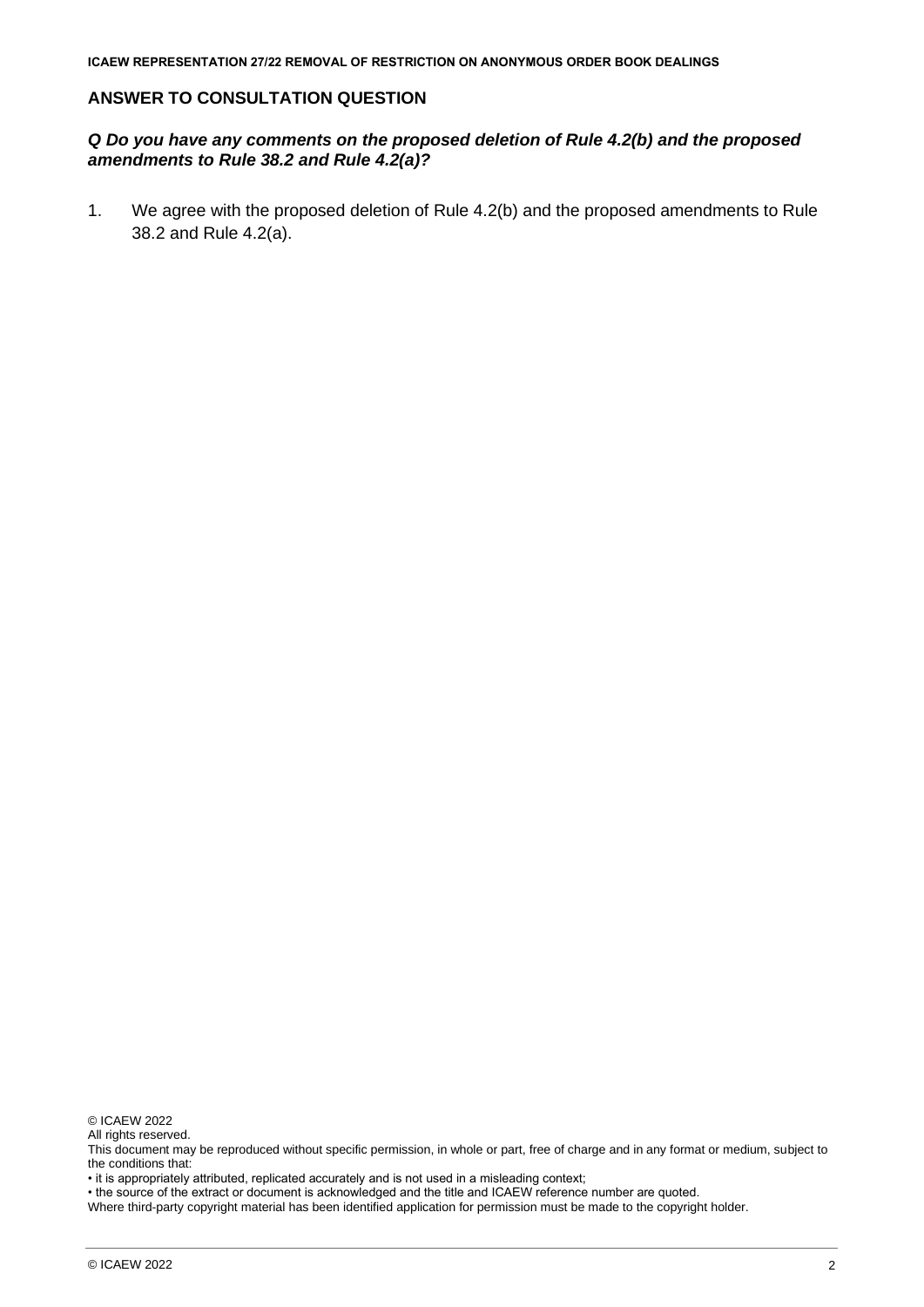## ANSWER TO CONSULTATION QUESTION

***Q Do you have any comments on the proposed deletion of Rule 4.2(b) and the proposed amendments to Rule 38.2 and Rule 4.2(a)?***

1. We agree with the proposed deletion of Rule 4.2(b) and the proposed amendments to Rule 38.2 and Rule 4.2(a).

© ICAEW 2022
All rights reserved.
This document may be reproduced without specific permission, in whole or part, free of charge and in any format or medium, subject to the conditions that:
• it is appropriately attributed, replicated accurately and is not used in a misleading context;
• the source of the extract or document is acknowledged and the title and ICAEW reference number are quoted.
Where third-party copyright material has been identified application for permission must be made to the copyright holder.